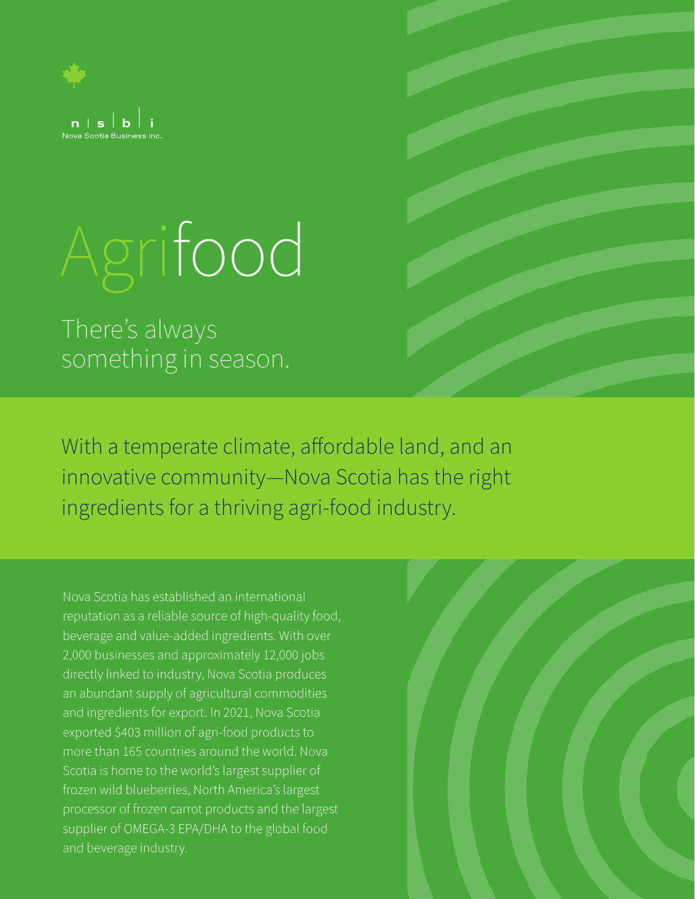n | s | b | i
Nova Scotia Business Inc.

# Agrifood

There's always something in season.

## With a temperate climate, affordable land, and an innovative community—Nova Scotia has the right ingredients for a thriving agri-food industry.

Nova Scotia has established an international reputation as a reliable source of high-quality food, beverage and value-added ingredients. With over 2,000 businesses and approximately 12,000 jobs directly linked to industry, Nova Scotia produces an abundant supply of agricultural commodities and ingredients for export. In 2021, Nova Scotia exported $403 million of agri-food products to more than 165 countries around the world. Nova Scotia is home to the world's largest supplier of frozen wild blueberries, North America's largest processor of frozen carrot products and the largest supplier of OMEGA-3 EPA/DHA to the global food and beverage industry.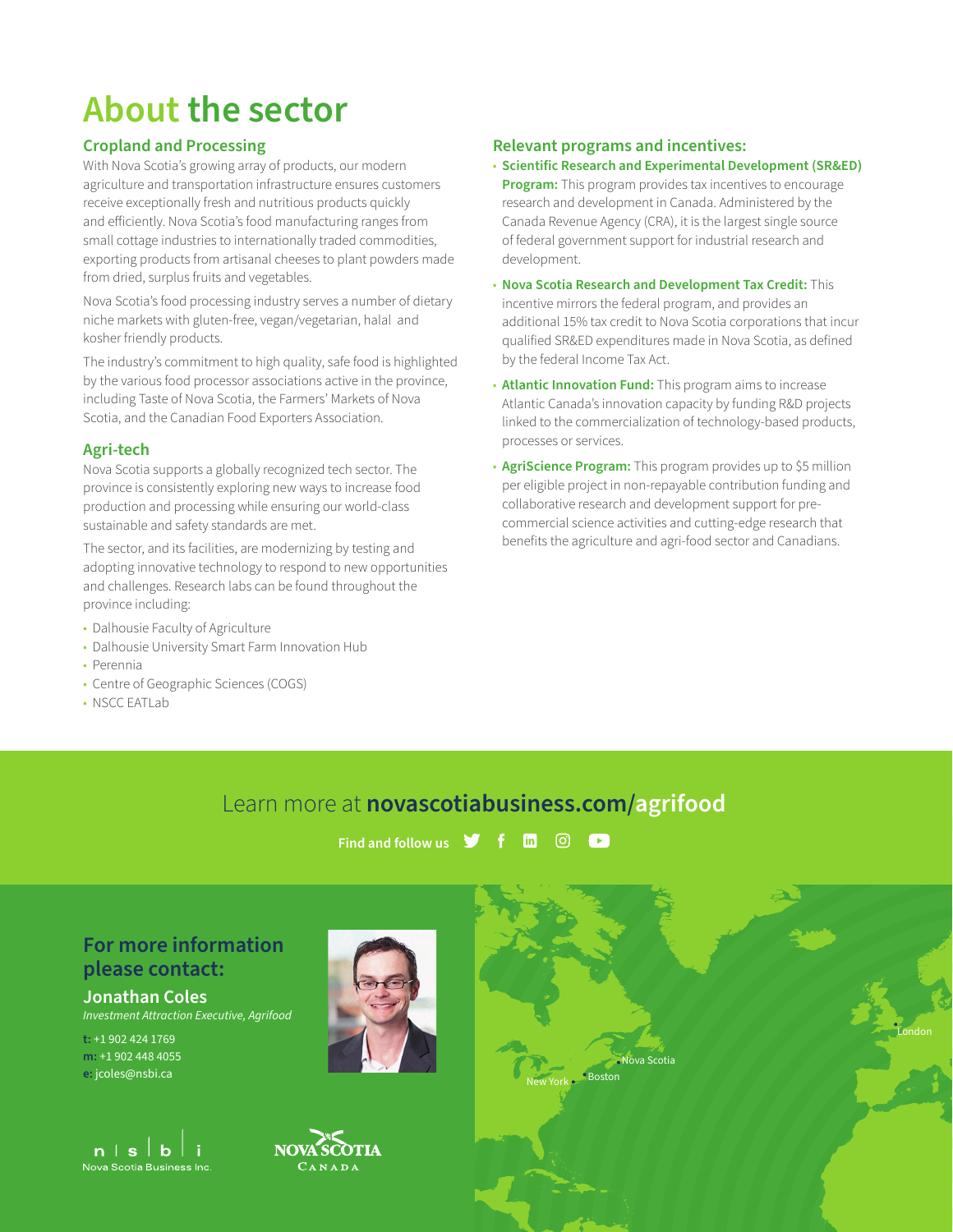# About the sector

## Cropland and Processing

With Nova Scotia's growing array of products, our modern agriculture and transportation infrastructure ensures customers receive exceptionally fresh and nutritious products quickly and efficiently. Nova Scotia's food manufacturing ranges from small cottage industries to internationally traded commodities, exporting products from artisanal cheeses to plant powders made from dried, surplus fruits and vegetables.

Nova Scotia's food processing industry serves a number of dietary niche markets with gluten-free, vegan/vegetarian, halal and kosher friendly products.

The industry's commitment to high quality, safe food is highlighted by the various food processor associations active in the province, including Taste of Nova Scotia, the Farmers' Markets of Nova Scotia, and the Canadian Food Exporters Association.

## Agri-tech

Nova Scotia supports a globally recognized tech sector. The province is consistently exploring new ways to increase food production and processing while ensuring our world-class sustainable and safety standards are met.

The sector, and its facilities, are modernizing by testing and adopting innovative technology to respond to new opportunities and challenges. Research labs can be found throughout the province including:

- Dalhousie Faculty of Agriculture
- Dalhousie University Smart Farm Innovation Hub
- Perennia
- Centre of Geographic Sciences (COGS)
- NSCC EATLab

## Relevant programs and incentives:

- **Scientific Research and Experimental Development (SR&ED) Program:** This program provides tax incentives to encourage research and development in Canada. Administered by the Canada Revenue Agency (CRA), it is the largest single source of federal government support for industrial research and development.
- **Nova Scotia Research and Development Tax Credit:** This incentive mirrors the federal program, and provides an additional 15% tax credit to Nova Scotia corporations that incur qualified SR&ED expenditures made in Nova Scotia, as defined by the federal Income Tax Act.
- **Atlantic Innovation Fund:** This program aims to increase Atlantic Canada's innovation capacity by funding R&D projects linked to the commercialization of technology-based products, processes or services.
- **AgriScience Program:** This program provides up to $5 million per eligible project in non-repayable contribution funding and collaborative research and development support for pre-commercial science activities and cutting-edge research that benefits the agriculture and agri-food sector and Canadians.

Learn more at **novascotiabusiness.com/agrifood**

**Find and follow us**

## For more information please contact:

**Jonathan Coles**

*Investment Attraction Executive, Agrifood*

**t:** +1 902 424 1769
**m:** +1 902 448 4055
**e:** jcoles@nsbi.ca

London
Nova Scotia
New York
Boston

n | s | b | i
Nova Scotia Business Inc.

NOVA SCOTIA
CANADA